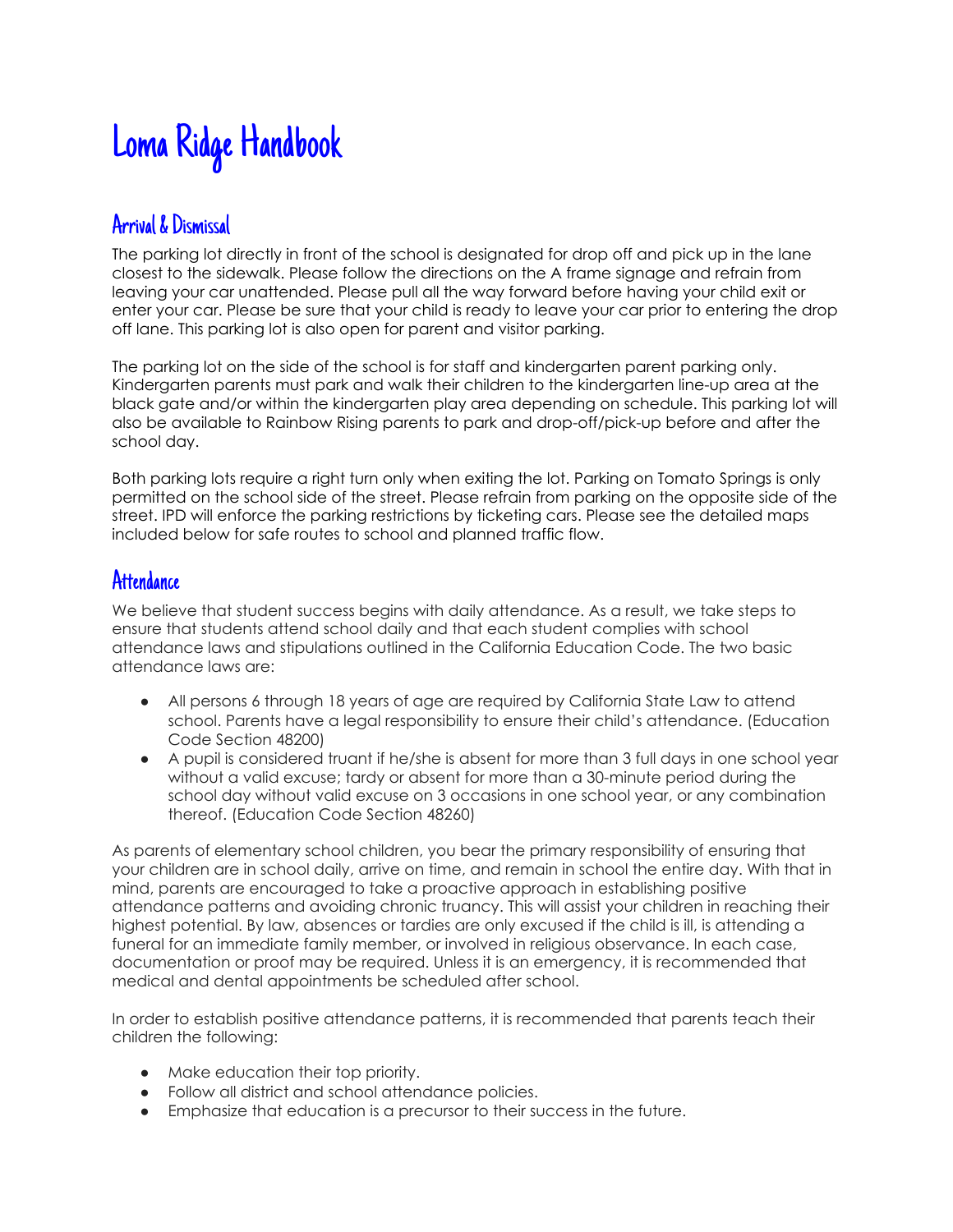# Loma Ridge Handbook

## Arrival & Dismissal

The parking lot directly in front of the school is designated for drop off and pick up in the lane closest to the sidewalk. Please follow the directions on the A frame signage and refrain from leaving your car unattended. Please pull all the way forward before having your child exit or enter your car. Please be sure that your child is ready to leave your car prior to entering the drop off lane. This parking lot is also open for parent and visitor parking.

The parking lot on the side of the school is for staff and kindergarten parent parking only. Kindergarten parents must park and walk their children to the kindergarten line-up area at the black gate and/or within the kindergarten play area depending on schedule. This parking lot will also be available to Rainbow Rising parents to park and drop-off/pick-up before and after the school day.

Both parking lots require a right turn only when exiting the lot. Parking on Tomato Springs is only permitted on the school side of the street. Please refrain from parking on the opposite side of the street. IPD will enforce the parking restrictions by ticketing cars. Please see the detailed maps included below for safe routes to school and planned traffic flow.

## Attendance

We believe that student success begins with daily attendance. As a result, we take steps to ensure that students attend school daily and that each student complies with school attendance laws and stipulations outlined in the California Education Code. The two basic attendance laws are:

- All persons 6 through 18 years of age are required by California State Law to attend school. Parents have a legal responsibility to ensure their child's attendance. (Education Code Section 48200)
- A pupil is considered truant if he/she is absent for more than 3 full days in one school year without a valid excuse; tardy or absent for more than a 30-minute period during the school day without valid excuse on 3 occasions in one school year, or any combination thereof. (Education Code Section 48260)

As parents of elementary school children, you bear the primary responsibility of ensuring that your children are in school daily, arrive on time, and remain in school the entire day. With that in mind, parents are encouraged to take a proactive approach in establishing positive attendance patterns and avoiding chronic truancy. This will assist your children in reaching their highest potential. By law, absences or tardies are only excused if the child is ill, is attending a funeral for an immediate family member, or involved in religious observance. In each case, documentation or proof may be required. Unless it is an emergency, it is recommended that medical and dental appointments be scheduled after school.

In order to establish positive attendance patterns, it is recommended that parents teach their children the following:

- Make education their top priority.
- Follow all district and school attendance policies.
- Emphasize that education is a precursor to their success in the future.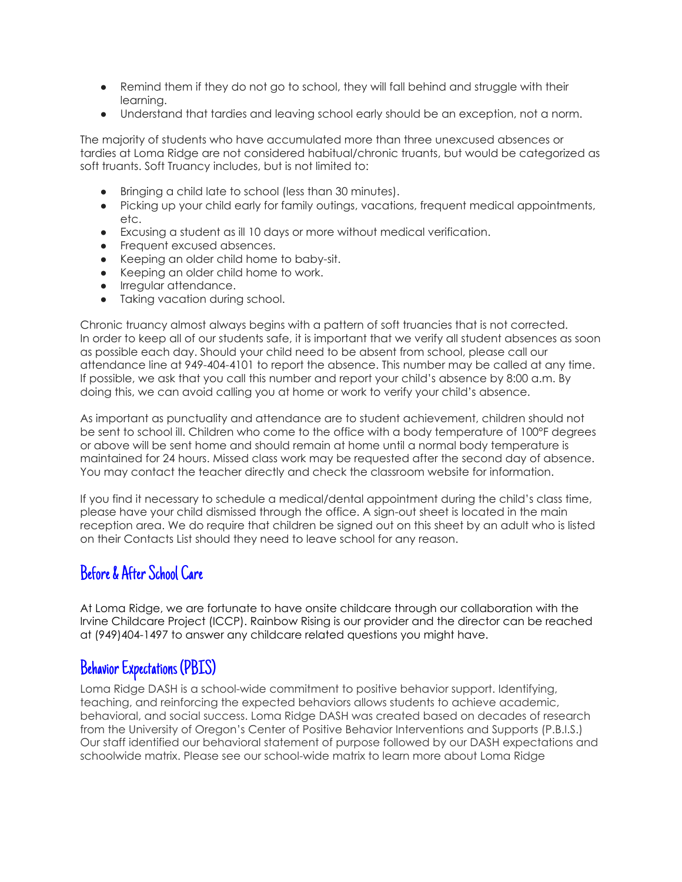- Remind them if they do not go to school, they will fall behind and struggle with their learning.
- Understand that tardies and leaving school early should be an exception, not a norm.

The majority of students who have accumulated more than three unexcused absences or tardies at Loma Ridge are not considered habitual/chronic truants, but would be categorized as soft truants. Soft Truancy includes, but is not limited to:

- Bringing a child late to school (less than 30 minutes).
- Picking up your child early for family outings, vacations, frequent medical appointments, etc.
- Excusing a student as ill 10 days or more without medical verification.
- Frequent excused absences.
- Keeping an older child home to baby-sit.
- Keeping an older child home to work.
- Irregular attendance.
- Taking vacation during school.

Chronic truancy almost always begins with a pattern of soft truancies that is not corrected. In order to keep all of our students safe, it is important that we verify all student absences as soon as possible each day. Should your child need to be absent from school, please call our attendance line at 949-404-4101 to report the absence. This number may be called at any time. If possible, we ask that you call this number and report your child's absence by 8:00 a.m. By doing this, we can avoid calling you at home or work to verify your child's absence.

As important as punctuality and attendance are to student achievement, children should not be sent to school ill. Children who come to the office with a body temperature of 100°F degrees or above will be sent home and should remain at home until a normal body temperature is maintained for 24 hours. Missed class work may be requested after the second day of absence. You may contact the teacher directly and check the classroom website for information.

If you find it necessary to schedule a medical/dental appointment during the child's class time, please have your child dismissed through the office. A sign-out sheet is located in the main reception area. We do require that children be signed out on this sheet by an adult who is listed on their Contacts List should they need to leave school for any reason.

## Before & After School Care

At Loma Ridge, we are fortunate to have onsite childcare through our collaboration with the Irvine Childcare Project (ICCP). Rainbow Rising is our provider and the director can be reached at (949)404-1497 to answer any childcare related questions you might have.

## Behavior Expectations (PBIS)

Loma Ridge DASH is a school-wide commitment to positive behavior support. Identifying, teaching, and reinforcing the expected behaviors allows students to achieve academic, behavioral, and social success. Loma Ridge DASH was created based on decades of research from the University of Oregon's Center of Positive Behavior Interventions and Supports (P.B.I.S.) Our staff identified our behavioral statement of purpose followed by our DASH expectations and schoolwide matrix. Please see our school-wide matrix to learn more about Loma Ridge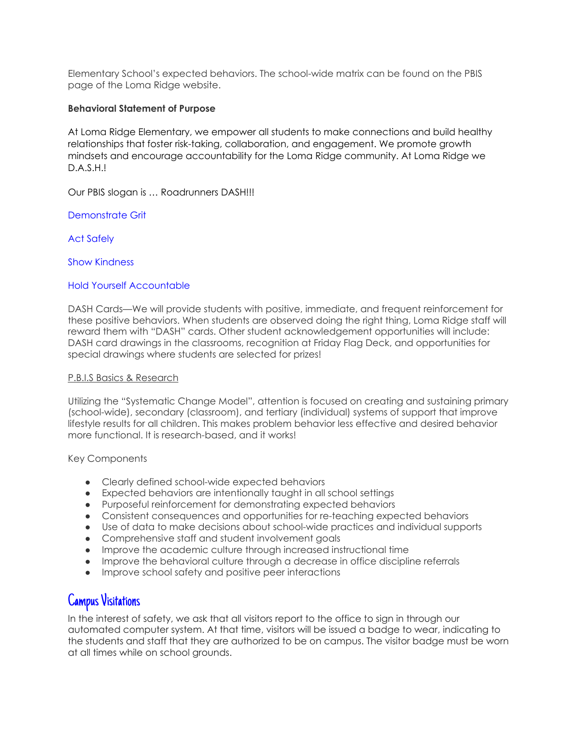Elementary School's expected behaviors. The school-wide matrix can be found on the PBIS page of the Loma Ridge website.

**Behavioral Statement of Purpose**

At Loma Ridge Elementary, we empower all students to make connections and build healthy relationships that foster risk-taking, collaboration, and engagement. We promote growth mindsets and encourage accountability for the Loma Ridge community. At Loma Ridge we D.A.S.H.!

Our PBIS slogan is … Roadrunners DASH!!!

Demonstrate Grit

Act Safely

Show Kindness

Hold Yourself Accountable

DASH Cards—We will provide students with positive, immediate, and frequent reinforcement for these positive behaviors. When students are observed doing the right thing, Loma Ridge staff will reward them with "DASH" cards. Other student acknowledgement opportunities will include: DASH card drawings in the classrooms, recognition at Friday Flag Deck, and opportunities for special drawings where students are selected for prizes!

P.B.I.S Basics & Research

Utilizing the "Systematic Change Model", attention is focused on creating and sustaining primary (school-wide), secondary (classroom), and tertiary (individual) systems of support that improve lifestyle results for all children. This makes problem behavior less effective and desired behavior more functional. It is research-based, and it works!

Key Components

- Clearly defined school-wide expected behaviors
- Expected behaviors are intentionally taught in all school settings
- Purposeful reinforcement for demonstrating expected behaviors
- Consistent consequences and opportunities for re-teaching expected behaviors
- Use of data to make decisions about school-wide practices and individual supports
- Comprehensive staff and student involvement goals
- Improve the academic culture through increased instructional time
- Improve the behavioral culture through a decrease in office discipline referrals
- Improve school safety and positive peer interactions

## Campus Visitations

In the interest of safety, we ask that all visitors report to the office to sign in through our automated computer system. At that time, visitors will be issued a badge to wear, indicating to the students and staff that they are authorized to be on campus. The visitor badge must be worn at all times while on school grounds.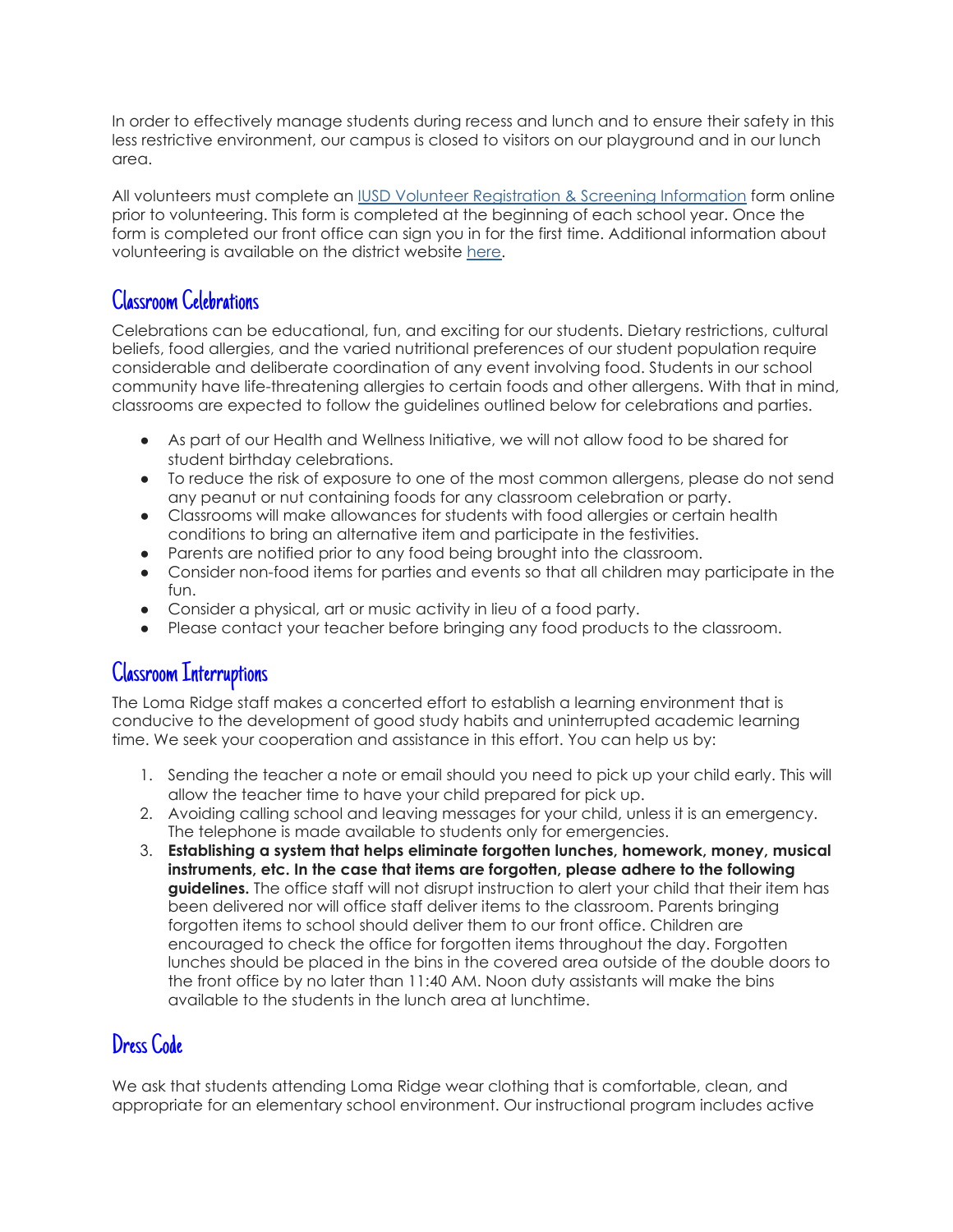In order to effectively manage students during recess and lunch and to ensure their safety in this less restrictive environment, our campus is closed to visitors on our playground and in our lunch area.

All volunteers must complete an [IUSD Volunteer Registration & Screening Information]() form online prior to volunteering. This form is completed at the beginning of each school year. Once the form is completed our front office can sign you in for the first time. Additional information about volunteering is available on the district website [here]().

## Classroom Celebrations

Celebrations can be educational, fun, and exciting for our students. Dietary restrictions, cultural beliefs, food allergies, and the varied nutritional preferences of our student population require considerable and deliberate coordination of any event involving food. Students in our school community have life-threatening allergies to certain foods and other allergens. With that in mind, classrooms are expected to follow the guidelines outlined below for celebrations and parties.

- As part of our Health and Wellness Initiative, we will not allow food to be shared for student birthday celebrations.
- To reduce the risk of exposure to one of the most common allergens, please do not send any peanut or nut containing foods for any classroom celebration or party.
- Classrooms will make allowances for students with food allergies or certain health conditions to bring an alternative item and participate in the festivities.
- Parents are notified prior to any food being brought into the classroom.
- Consider non-food items for parties and events so that all children may participate in the fun.
- Consider a physical, art or music activity in lieu of a food party.
- Please contact your teacher before bringing any food products to the classroom.

## Classroom Interruptions

The Loma Ridge staff makes a concerted effort to establish a learning environment that is conducive to the development of good study habits and uninterrupted academic learning time. We seek your cooperation and assistance in this effort. You can help us by:

1. Sending the teacher a note or email should you need to pick up your child early. This will allow the teacher time to have your child prepared for pick up.
2. Avoiding calling school and leaving messages for your child, unless it is an emergency. The telephone is made available to students only for emergencies.
3. **Establishing a system that helps eliminate forgotten lunches, homework, money, musical instruments, etc. In the case that items are forgotten, please adhere to the following guidelines.** The office staff will not disrupt instruction to alert your child that their item has been delivered nor will office staff deliver items to the classroom. Parents bringing forgotten items to school should deliver them to our front office. Children are encouraged to check the office for forgotten items throughout the day. Forgotten lunches should be placed in the bins in the covered area outside of the double doors to the front office by no later than 11:40 AM. Noon duty assistants will make the bins available to the students in the lunch area at lunchtime.

## Dress Code

We ask that students attending Loma Ridge wear clothing that is comfortable, clean, and appropriate for an elementary school environment. Our instructional program includes active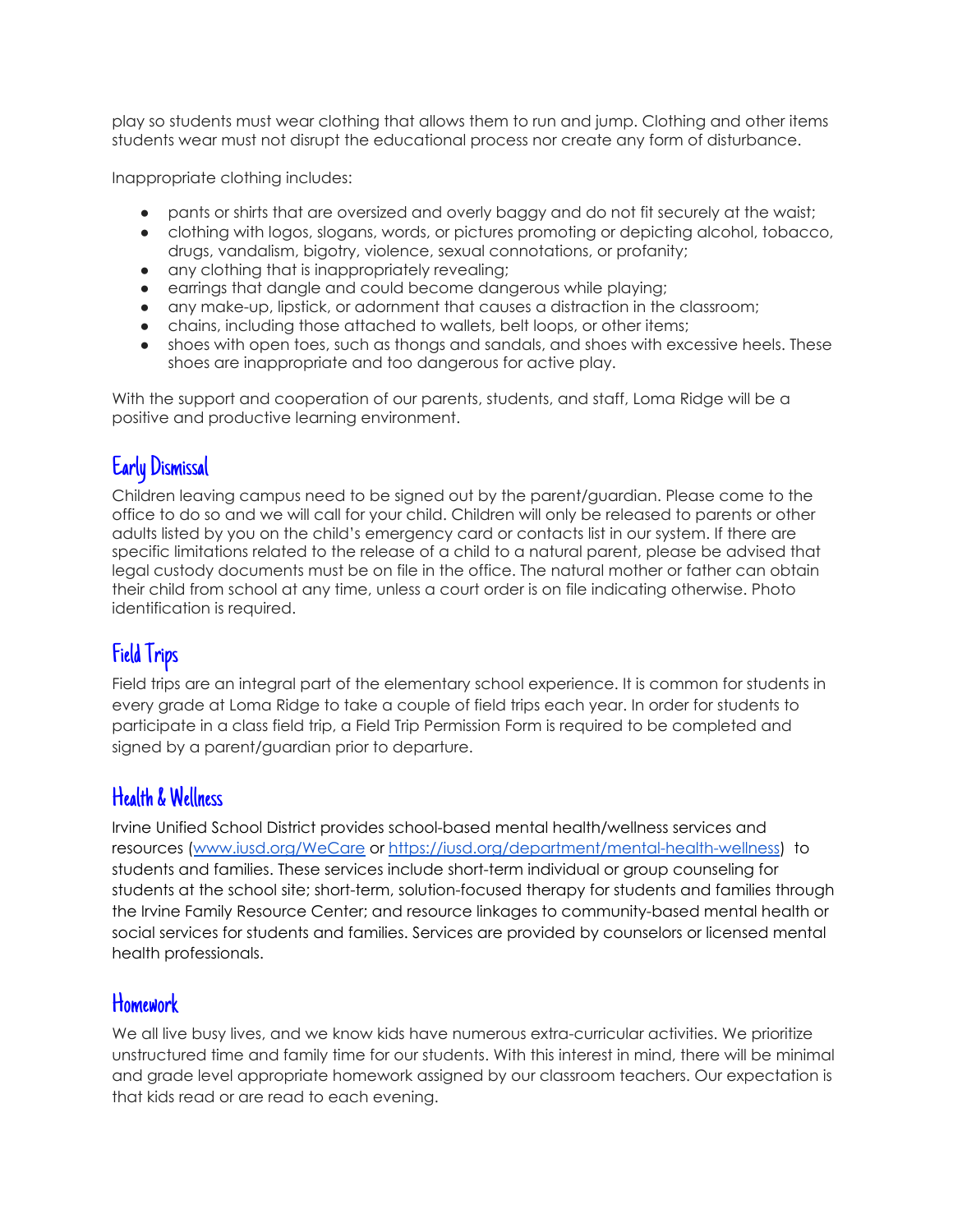play so students must wear clothing that allows them to run and jump. Clothing and other items students wear must not disrupt the educational process nor create any form of disturbance.

Inappropriate clothing includes:

- pants or shirts that are oversized and overly baggy and do not fit securely at the waist;
- clothing with logos, slogans, words, or pictures promoting or depicting alcohol, tobacco, drugs, vandalism, bigotry, violence, sexual connotations, or profanity;
- any clothing that is inappropriately revealing;
- earrings that dangle and could become dangerous while playing;
- any make-up, lipstick, or adornment that causes a distraction in the classroom;
- chains, including those attached to wallets, belt loops, or other items;
- shoes with open toes, such as thongs and sandals, and shoes with excessive heels. These shoes are inappropriate and too dangerous for active play.

With the support and cooperation of our parents, students, and staff, Loma Ridge will be a positive and productive learning environment.

## Early Dismissal

Children leaving campus need to be signed out by the parent/guardian. Please come to the office to do so and we will call for your child. Children will only be released to parents or other adults listed by you on the child's emergency card or contacts list in our system. If there are specific limitations related to the release of a child to a natural parent, please be advised that legal custody documents must be on file in the office. The natural mother or father can obtain their child from school at any time, unless a court order is on file indicating otherwise. Photo identification is required.

## Field Trips

Field trips are an integral part of the elementary school experience. It is common for students in every grade at Loma Ridge to take a couple of field trips each year. In order for students to participate in a class field trip, a Field Trip Permission Form is required to be completed and signed by a parent/guardian prior to departure.

## Health & Wellness

Irvine Unified School District provides school-based mental health/wellness services and resources ([www.iusd.org/WeCare](www.iusd.org/WeCare) or [https://iusd.org/department/mental-health-wellness](https://iusd.org/department/mental-health-wellness)) to students and families. These services include short-term individual or group counseling for students at the school site; short-term, solution-focused therapy for students and families through the Irvine Family Resource Center; and resource linkages to community-based mental health or social services for students and families. Services are provided by counselors or licensed mental health professionals.

## Homework

We all live busy lives, and we know kids have numerous extra-curricular activities. We prioritize unstructured time and family time for our students. With this interest in mind, there will be minimal and grade level appropriate homework assigned by our classroom teachers. Our expectation is that kids read or are read to each evening.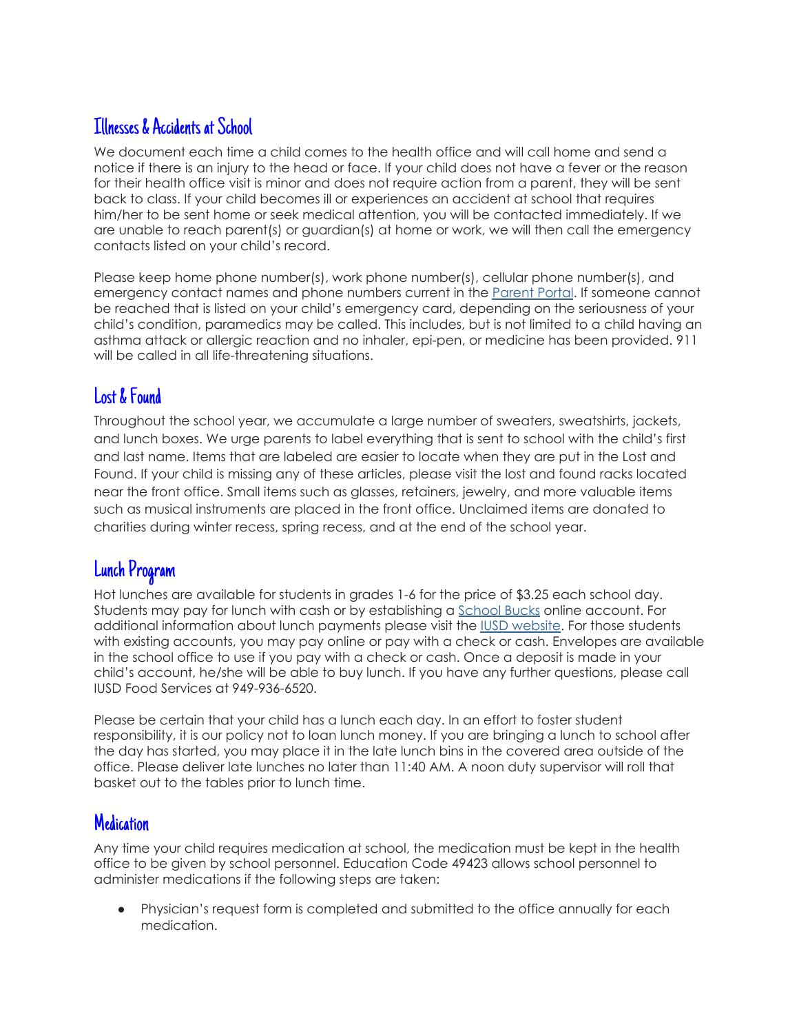## Illnesses & Accidents at School

We document each time a child comes to the health office and will call home and send a notice if there is an injury to the head or face. If your child does not have a fever or the reason for their health office visit is minor and does not require action from a parent, they will be sent back to class. If your child becomes ill or experiences an accident at school that requires him/her to be sent home or seek medical attention, you will be contacted immediately. If we are unable to reach parent(s) or guardian(s) at home or work, we will then call the emergency contacts listed on your child's record.

Please keep home phone number(s), work phone number(s), cellular phone number(s), and emergency contact names and phone numbers current in the Parent Portal. If someone cannot be reached that is listed on your child's emergency card, depending on the seriousness of your child's condition, paramedics may be called. This includes, but is not limited to a child having an asthma attack or allergic reaction and no inhaler, epi-pen, or medicine has been provided. 911 will be called in all life-threatening situations.

## Lost & Found

Throughout the school year, we accumulate a large number of sweaters, sweatshirts, jackets, and lunch boxes. We urge parents to label everything that is sent to school with the child's first and last name. Items that are labeled are easier to locate when they are put in the Lost and Found. If your child is missing any of these articles, please visit the lost and found racks located near the front office. Small items such as glasses, retainers, jewelry, and more valuable items such as musical instruments are placed in the front office. Unclaimed items are donated to charities during winter recess, spring recess, and at the end of the school year.

## Lunch Program

Hot lunches are available for students in grades 1-6 for the price of $3.25 each school day. Students may pay for lunch with cash or by establishing a School Bucks online account. For additional information about lunch payments please visit the IUSD website. For those students with existing accounts, you may pay online or pay with a check or cash. Envelopes are available in the school office to use if you pay with a check or cash. Once a deposit is made in your child's account, he/she will be able to buy lunch. If you have any further questions, please call IUSD Food Services at 949-936-6520.

Please be certain that your child has a lunch each day. In an effort to foster student responsibility, it is our policy not to loan lunch money. If you are bringing a lunch to school after the day has started, you may place it in the late lunch bins in the covered area outside of the office. Please deliver late lunches no later than 11:40 AM. A noon duty supervisor will roll that basket out to the tables prior to lunch time.

## Medication

Any time your child requires medication at school, the medication must be kept in the health office to be given by school personnel. Education Code 49423 allows school personnel to administer medications if the following steps are taken:

- Physician's request form is completed and submitted to the office annually for each medication.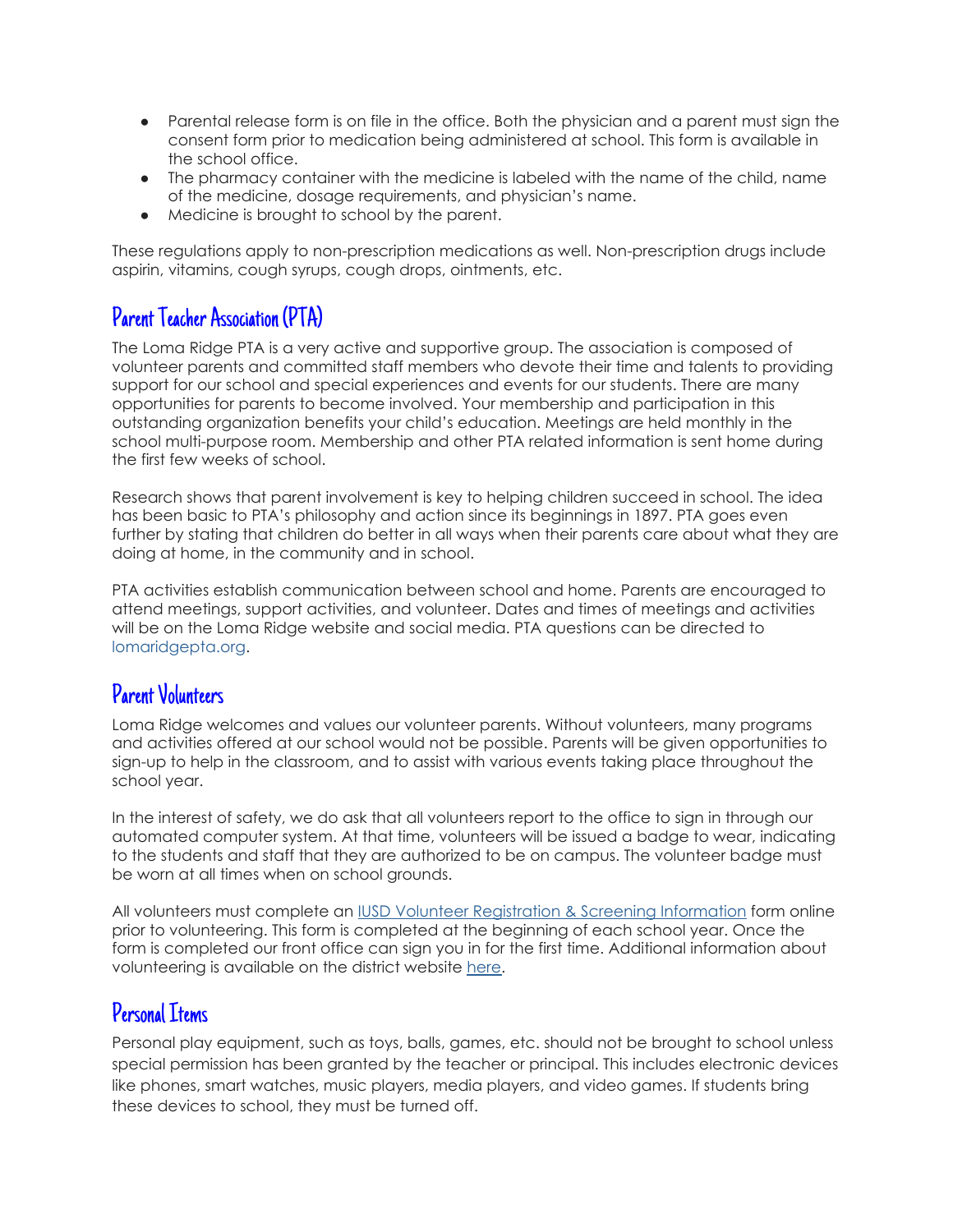- Parental release form is on file in the office. Both the physician and a parent must sign the consent form prior to medication being administered at school. This form is available in the school office.
- The pharmacy container with the medicine is labeled with the name of the child, name of the medicine, dosage requirements, and physician's name.
- Medicine is brought to school by the parent.

These regulations apply to non-prescription medications as well. Non-prescription drugs include aspirin, vitamins, cough syrups, cough drops, ointments, etc.

## Parent Teacher Association (PTA)

The Loma Ridge PTA is a very active and supportive group. The association is composed of volunteer parents and committed staff members who devote their time and talents to providing support for our school and special experiences and events for our students. There are many opportunities for parents to become involved. Your membership and participation in this outstanding organization benefits your child's education. Meetings are held monthly in the school multi-purpose room. Membership and other PTA related information is sent home during the first few weeks of school.

Research shows that parent involvement is key to helping children succeed in school. The idea has been basic to PTA's philosophy and action since its beginnings in 1897. PTA goes even further by stating that children do better in all ways when their parents care about what they are doing at home, in the community and in school.

PTA activities establish communication between school and home. Parents are encouraged to attend meetings, support activities, and volunteer. Dates and times of meetings and activities will be on the Loma Ridge website and social media. PTA questions can be directed to lomaridgepta.org.

## Parent Volunteers

Loma Ridge welcomes and values our volunteer parents. Without volunteers, many programs and activities offered at our school would not be possible. Parents will be given opportunities to sign-up to help in the classroom, and to assist with various events taking place throughout the school year.

In the interest of safety, we do ask that all volunteers report to the office to sign in through our automated computer system. At that time, volunteers will be issued a badge to wear, indicating to the students and staff that they are authorized to be on campus. The volunteer badge must be worn at all times when on school grounds.

All volunteers must complete an IUSD Volunteer Registration & Screening Information form online prior to volunteering. This form is completed at the beginning of each school year. Once the form is completed our front office can sign you in for the first time. Additional information about volunteering is available on the district website here.

## Personal Items

Personal play equipment, such as toys, balls, games, etc. should not be brought to school unless special permission has been granted by the teacher or principal. This includes electronic devices like phones, smart watches, music players, media players, and video games. If students bring these devices to school, they must be turned off.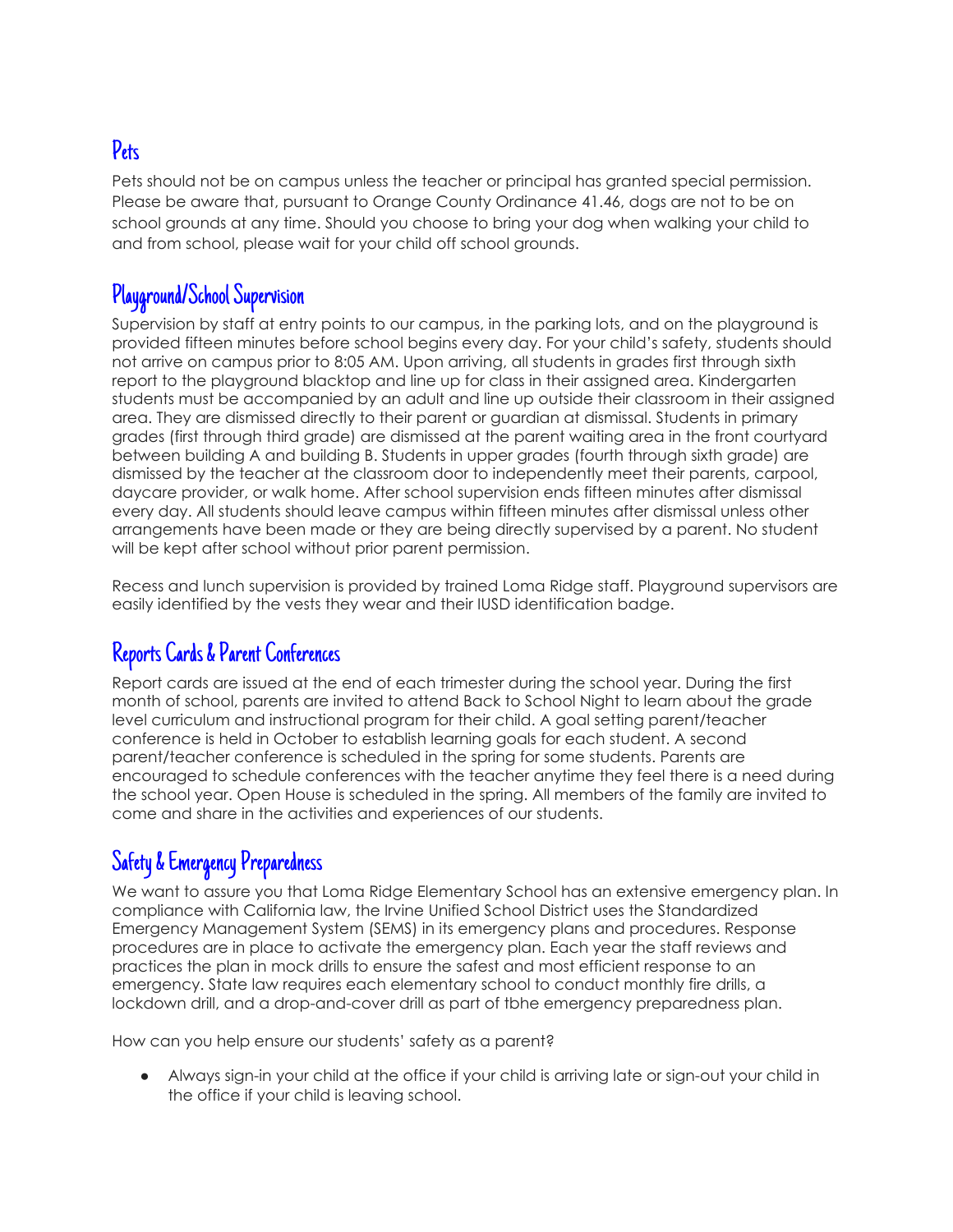## Pets

Pets should not be on campus unless the teacher or principal has granted special permission. Please be aware that, pursuant to Orange County Ordinance 41.46, dogs are not to be on school grounds at any time. Should you choose to bring your dog when walking your child to and from school, please wait for your child off school grounds.

## Playground/School Supervision

Supervision by staff at entry points to our campus, in the parking lots, and on the playground is provided fifteen minutes before school begins every day. For your child's safety, students should not arrive on campus prior to 8:05 AM. Upon arriving, all students in grades first through sixth report to the playground blacktop and line up for class in their assigned area. Kindergarten students must be accompanied by an adult and line up outside their classroom in their assigned area. They are dismissed directly to their parent or guardian at dismissal. Students in primary grades (first through third grade) are dismissed at the parent waiting area in the front courtyard between building A and building B. Students in upper grades (fourth through sixth grade) are dismissed by the teacher at the classroom door to independently meet their parents, carpool, daycare provider, or walk home. After school supervision ends fifteen minutes after dismissal every day. All students should leave campus within fifteen minutes after dismissal unless other arrangements have been made or they are being directly supervised by a parent. No student will be kept after school without prior parent permission.

Recess and lunch supervision is provided by trained Loma Ridge staff. Playground supervisors are easily identified by the vests they wear and their IUSD identification badge.

## Reports Cards & Parent Conferences

Report cards are issued at the end of each trimester during the school year. During the first month of school, parents are invited to attend Back to School Night to learn about the grade level curriculum and instructional program for their child. A goal setting parent/teacher conference is held in October to establish learning goals for each student. A second parent/teacher conference is scheduled in the spring for some students. Parents are encouraged to schedule conferences with the teacher anytime they feel there is a need during the school year. Open House is scheduled in the spring. All members of the family are invited to come and share in the activities and experiences of our students.

## Safety & Emergency Preparedness

We want to assure you that Loma Ridge Elementary School has an extensive emergency plan. In compliance with California law, the Irvine Unified School District uses the Standardized Emergency Management System (SEMS) in its emergency plans and procedures. Response procedures are in place to activate the emergency plan. Each year the staff reviews and practices the plan in mock drills to ensure the safest and most efficient response to an emergency. State law requires each elementary school to conduct monthly fire drills, a lockdown drill, and a drop-and-cover drill as part of tbhe emergency preparedness plan.

How can you help ensure our students' safety as a parent?

- Always sign-in your child at the office if your child is arriving late or sign-out your child in the office if your child is leaving school.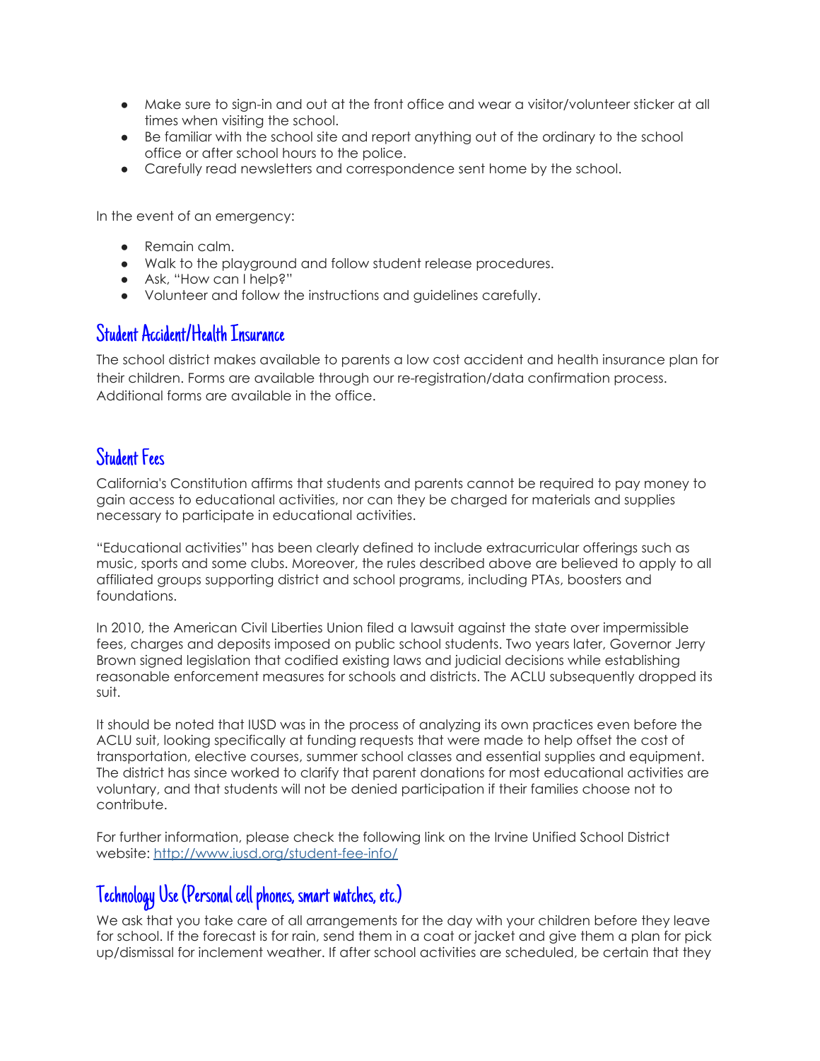- Make sure to sign-in and out at the front office and wear a visitor/volunteer sticker at all times when visiting the school.
- Be familiar with the school site and report anything out of the ordinary to the school office or after school hours to the police.
- Carefully read newsletters and correspondence sent home by the school.

In the event of an emergency:

- Remain calm.
- Walk to the playground and follow student release procedures.
- Ask, "How can I help?"
- Volunteer and follow the instructions and guidelines carefully.

## Student Accident/Health Insurance

The school district makes available to parents a low cost accident and health insurance plan for their children. Forms are available through our re-registration/data confirmation process. Additional forms are available in the office.

## Student Fees

California's Constitution affirms that students and parents cannot be required to pay money to gain access to educational activities, nor can they be charged for materials and supplies necessary to participate in educational activities.

"Educational activities" has been clearly defined to include extracurricular offerings such as music, sports and some clubs. Moreover, the rules described above are believed to apply to all affiliated groups supporting district and school programs, including PTAs, boosters and foundations.

In 2010, the American Civil Liberties Union filed a lawsuit against the state over impermissible fees, charges and deposits imposed on public school students. Two years later, Governor Jerry Brown signed legislation that codified existing laws and judicial decisions while establishing reasonable enforcement measures for schools and districts. The ACLU subsequently dropped its suit.

It should be noted that IUSD was in the process of analyzing its own practices even before the ACLU suit, looking specifically at funding requests that were made to help offset the cost of transportation, elective courses, summer school classes and essential supplies and equipment. The district has since worked to clarify that parent donations for most educational activities are voluntary, and that students will not be denied participation if their families choose not to contribute.

For further information, please check the following link on the Irvine Unified School District website: [http://www.iusd.org/student-fee-info/](http://www.iusd.org/student-fee-info/)

## Technology Use (Personal cell phones, smart watches, etc.)

We ask that you take care of all arrangements for the day with your children before they leave for school. If the forecast is for rain, send them in a coat or jacket and give them a plan for pick up/dismissal for inclement weather. If after school activities are scheduled, be certain that they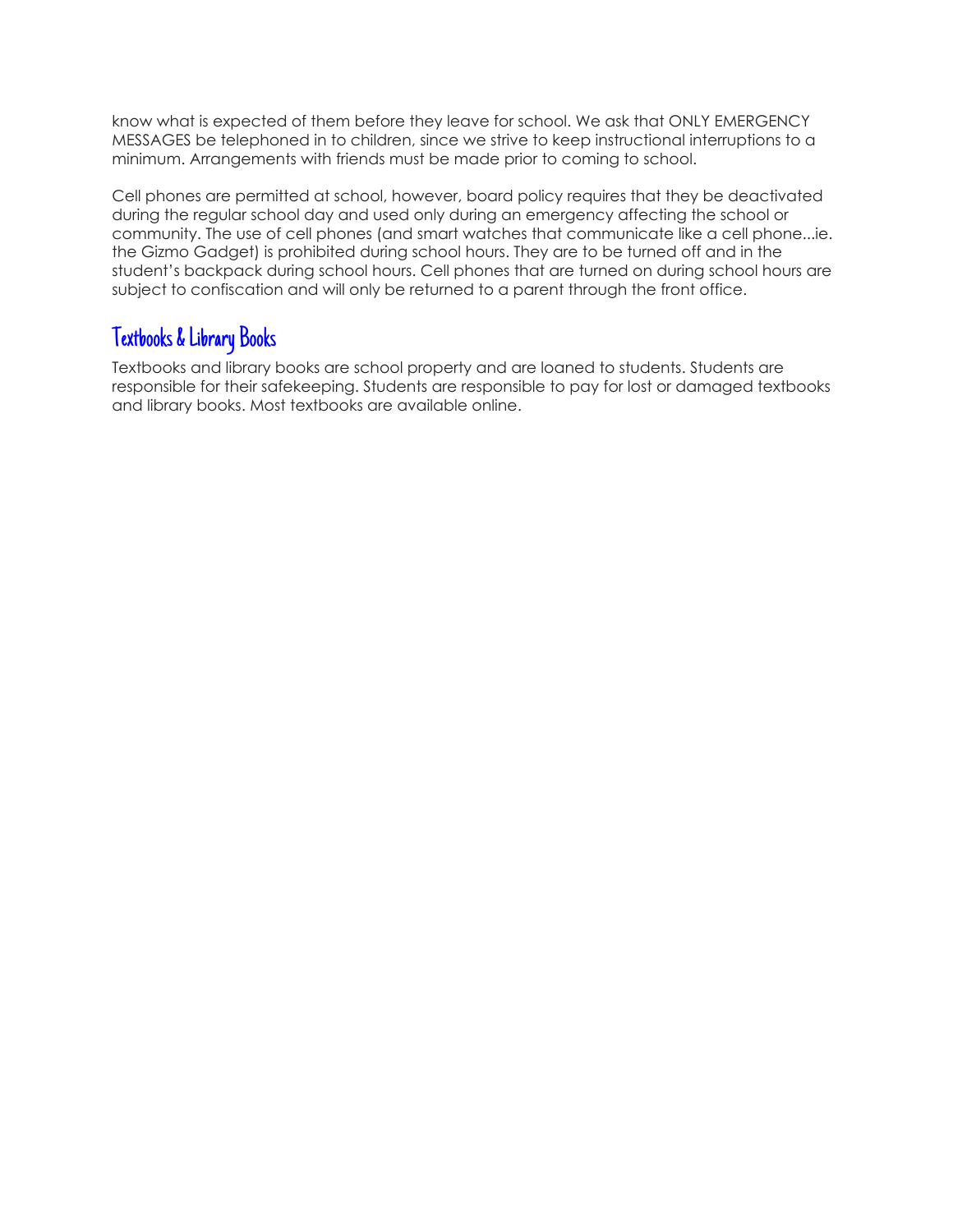know what is expected of them before they leave for school. We ask that ONLY EMERGENCY MESSAGES be telephoned in to children, since we strive to keep instructional interruptions to a minimum. Arrangements with friends must be made prior to coming to school.

Cell phones are permitted at school, however, board policy requires that they be deactivated during the regular school day and used only during an emergency affecting the school or community. The use of cell phones (and smart watches that communicate like a cell phone...ie. the Gizmo Gadget) is prohibited during school hours. They are to be turned off and in the student's backpack during school hours. Cell phones that are turned on during school hours are subject to confiscation and will only be returned to a parent through the front office.

## Textbooks & Library Books

Textbooks and library books are school property and are loaned to students. Students are responsible for their safekeeping. Students are responsible to pay for lost or damaged textbooks and library books. Most textbooks are available online.